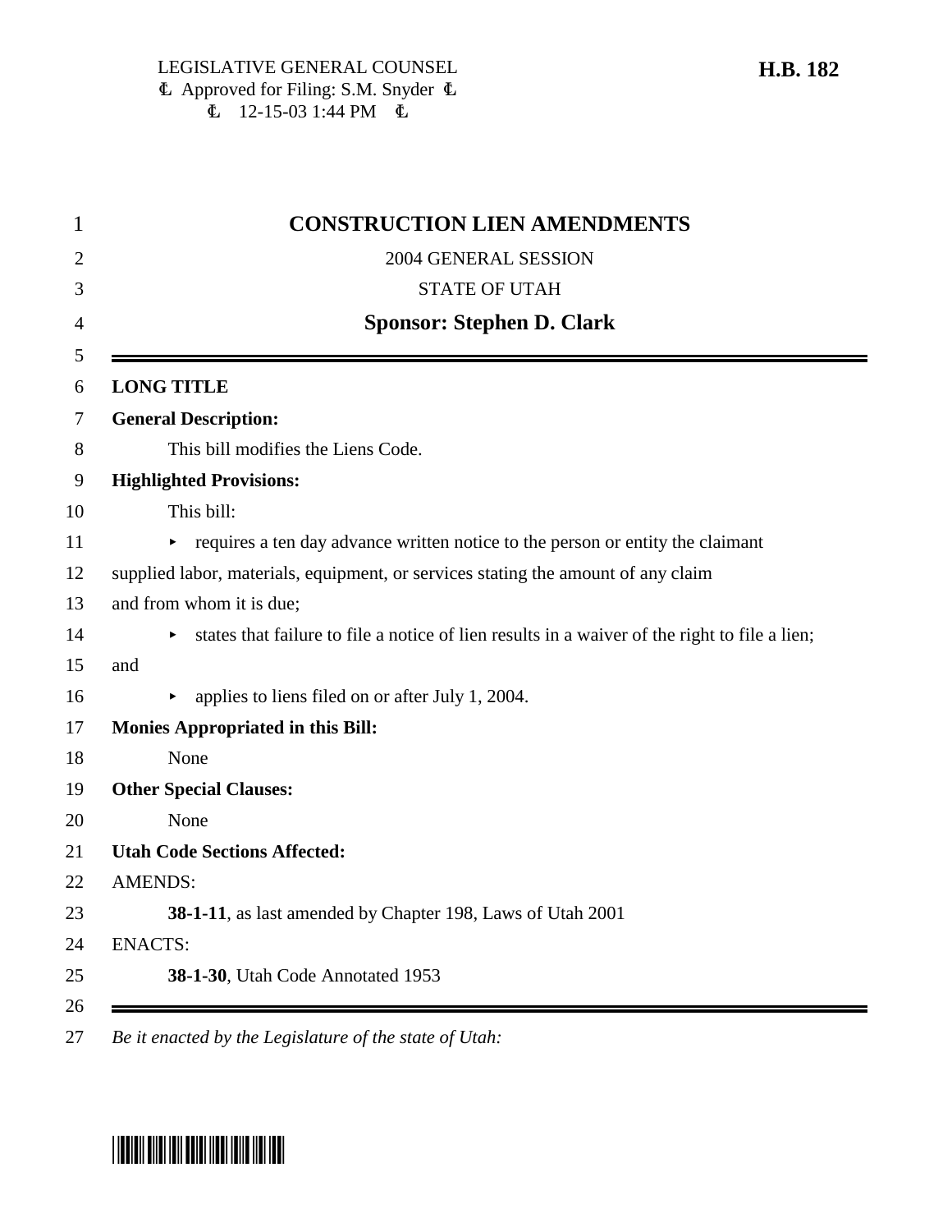LEGISLATIVE GENERAL COUNSEL
Ⓛ Approved for Filing: S.M. Snyder Ⓛ
Ⓛ 12-15-03 1:44 PM Ⓛ

**H.B. 182**

# CONSTRUCTION LIEN AMENDMENTS

2004 GENERAL SESSION

STATE OF UTAH

**Sponsor: Stephen D. Clark**

**LONG TITLE**

**General Description:**

This bill modifies the Liens Code.

**Highlighted Provisions:**

This bill:

- requires a ten day advance written notice to the person or entity the claimant supplied labor, materials, equipment, or services stating the amount of any claim and from whom it is due;
- states that failure to file a notice of lien results in a waiver of the right to file a lien; and
- applies to liens filed on or after July 1, 2004.

**Monies Appropriated in this Bill:**

None

**Other Special Clauses:**

None

**Utah Code Sections Affected:**

AMENDS:

**38-1-11**, as last amended by Chapter 198, Laws of Utah 2001

ENACTS:

**38-1-30**, Utah Code Annotated 1953

*Be it enacted by the Legislature of the state of Utah:*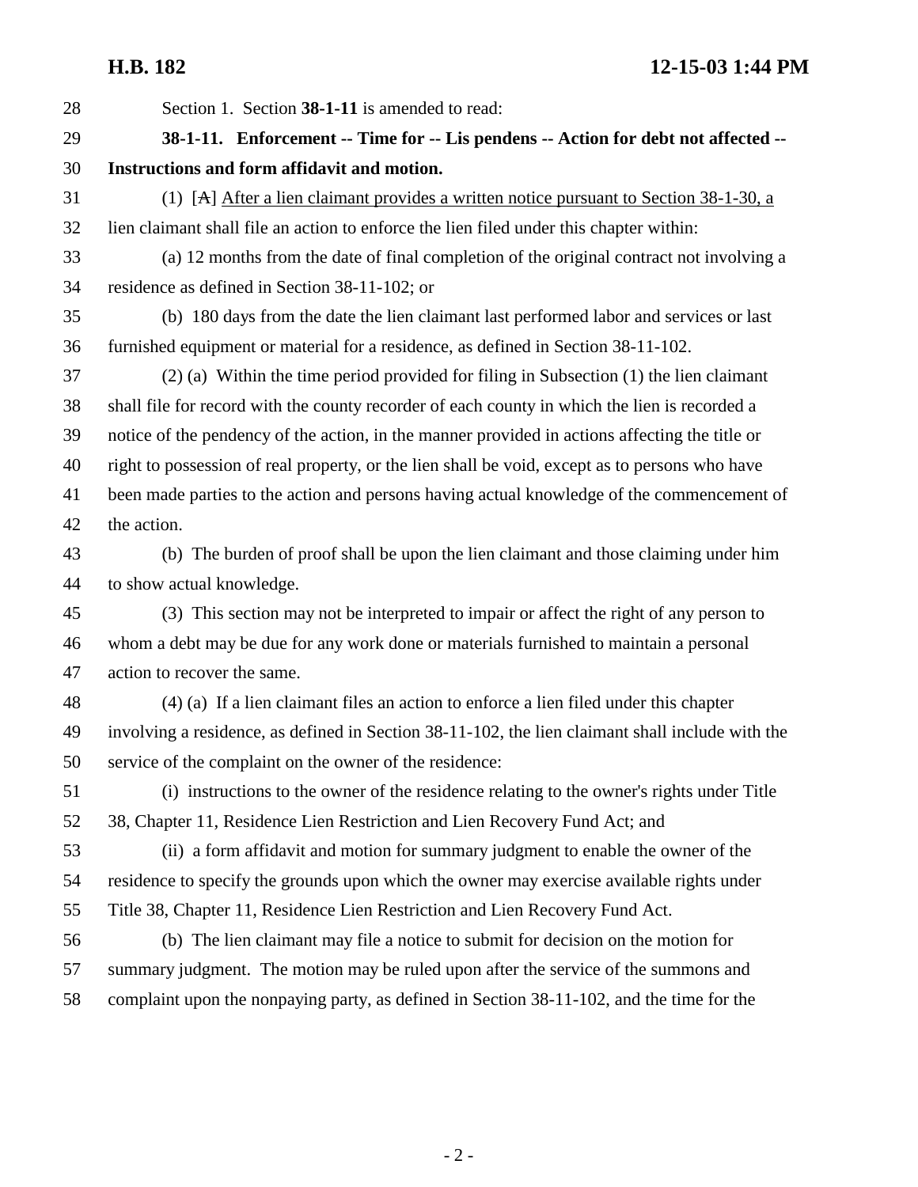Section 1. Section **38-1-11** is amended to read:

**38-1-11. Enforcement -- Time for -- Lis pendens -- Action for debt not affected -- Instructions and form affidavit and motion.**

(1) [~~A~~] After a lien claimant provides a written notice pursuant to Section 38-1-30, a lien claimant shall file an action to enforce the lien filed under this chapter within:

(a) 12 months from the date of final completion of the original contract not involving a residence as defined in Section 38-11-102; or

(b) 180 days from the date the lien claimant last performed labor and services or last furnished equipment or material for a residence, as defined in Section 38-11-102.

(2) (a) Within the time period provided for filing in Subsection (1) the lien claimant shall file for record with the county recorder of each county in which the lien is recorded a notice of the pendency of the action, in the manner provided in actions affecting the title or right to possession of real property, or the lien shall be void, except as to persons who have been made parties to the action and persons having actual knowledge of the commencement of the action.

(b) The burden of proof shall be upon the lien claimant and those claiming under him to show actual knowledge.

(3) This section may not be interpreted to impair or affect the right of any person to whom a debt may be due for any work done or materials furnished to maintain a personal action to recover the same.

(4) (a) If a lien claimant files an action to enforce a lien filed under this chapter involving a residence, as defined in Section 38-11-102, the lien claimant shall include with the service of the complaint on the owner of the residence:

(i) instructions to the owner of the residence relating to the owner's rights under Title 38, Chapter 11, Residence Lien Restriction and Lien Recovery Fund Act; and

(ii) a form affidavit and motion for summary judgment to enable the owner of the residence to specify the grounds upon which the owner may exercise available rights under Title 38, Chapter 11, Residence Lien Restriction and Lien Recovery Fund Act.

(b) The lien claimant may file a notice to submit for decision on the motion for summary judgment. The motion may be ruled upon after the service of the summons and complaint upon the nonpaying party, as defined in Section 38-11-102, and the time for the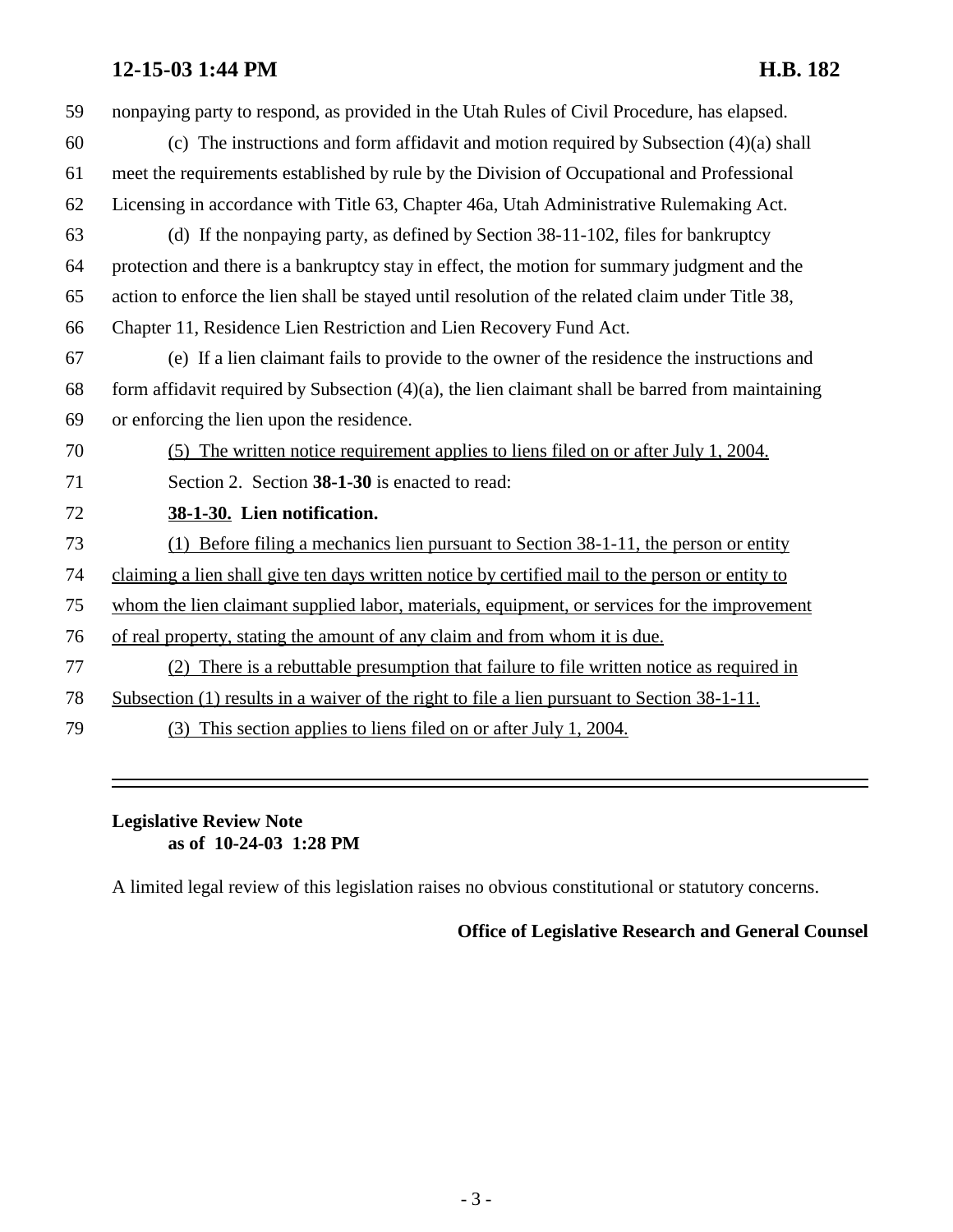nonpaying party to respond, as provided in the Utah Rules of Civil Procedure, has elapsed.

(c) The instructions and form affidavit and motion required by Subsection (4)(a) shall meet the requirements established by rule by the Division of Occupational and Professional Licensing in accordance with Title 63, Chapter 46a, Utah Administrative Rulemaking Act.

(d) If the nonpaying party, as defined by Section 38-11-102, files for bankruptcy protection and there is a bankruptcy stay in effect, the motion for summary judgment and the action to enforce the lien shall be stayed until resolution of the related claim under Title 38, Chapter 11, Residence Lien Restriction and Lien Recovery Fund Act.

(e) If a lien claimant fails to provide to the owner of the residence the instructions and form affidavit required by Subsection (4)(a), the lien claimant shall be barred from maintaining or enforcing the lien upon the residence.

(5) The written notice requirement applies to liens filed on or after July 1, 2004.

Section 2. Section **38-1-30** is enacted to read:

**38-1-30. Lien notification.**

(1) Before filing a mechanics lien pursuant to Section 38-1-11, the person or entity claiming a lien shall give ten days written notice by certified mail to the person or entity to whom the lien claimant supplied labor, materials, equipment, or services for the improvement of real property, stating the amount of any claim and from whom it is due.

(2) There is a rebuttable presumption that failure to file written notice as required in Subsection (1) results in a waiver of the right to file a lien pursuant to Section 38-1-11.

(3) This section applies to liens filed on or after July 1, 2004.

---

**Legislative Review Note**
**as of 10-24-03 1:28 PM**

A limited legal review of this legislation raises no obvious constitutional or statutory concerns.

**Office of Legislative Research and General Counsel**